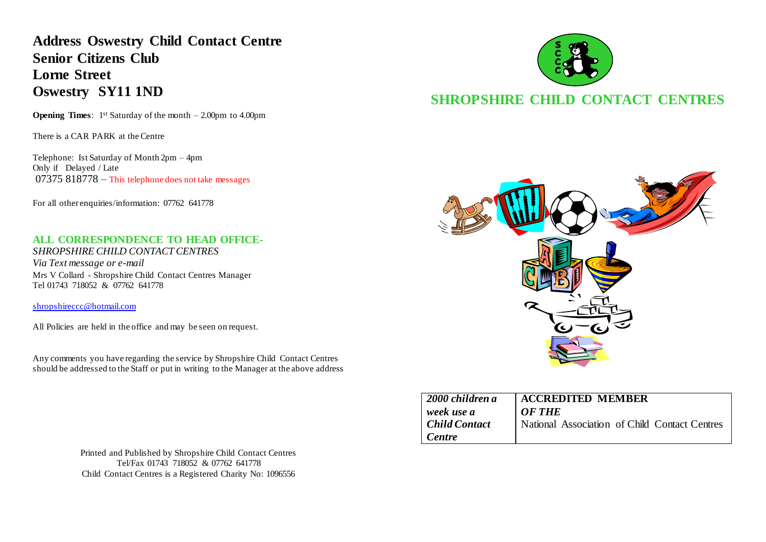# Address Oswestry Child Contact Centre
# Senior Citizens Club
# Lorne Street
# Oswestry SY11 1ND

**Opening Times**: 1st Saturday of the month – 2.00pm to 4.00pm

There is a CAR PARK at the Centre

Telephone: Ist Saturday of Month 2pm – 4pm
Only if Delayed / Late
07375 818778 – This telephone does not take messages

For all other enquiries/information: 07762 641778

## ALL CORRESPONDENCE TO HEAD OFFICE-

*SHROPSHIRE CHILD CONTACT CENTRES*
*Via Text message or e-mail*
Mrs V Collard - Shropshire Child Contact Centres Manager
Tel 01743 718052 & 07762 641778

shropshireccc@hotmail.com

All Policies are held in the office and may be seen on request.

Any comments you have regarding the service by Shropshire Child Contact Centres should be addressed to the Staff or put in writing to the Manager at the above address

Printed and Published by Shropshire Child Contact Centres
Tel/Fax 01743 718052 & 07762 641778
Child Contact Centres is a Registered Charity No: 1096556

# SHROPSHIRE CHILD CONTACT CENTRES

| *2000 children a week use a Child Contact Centre* | **ACCREDITED MEMBER** ***OF THE*** National Association of Child Contact Centres |
|---|---|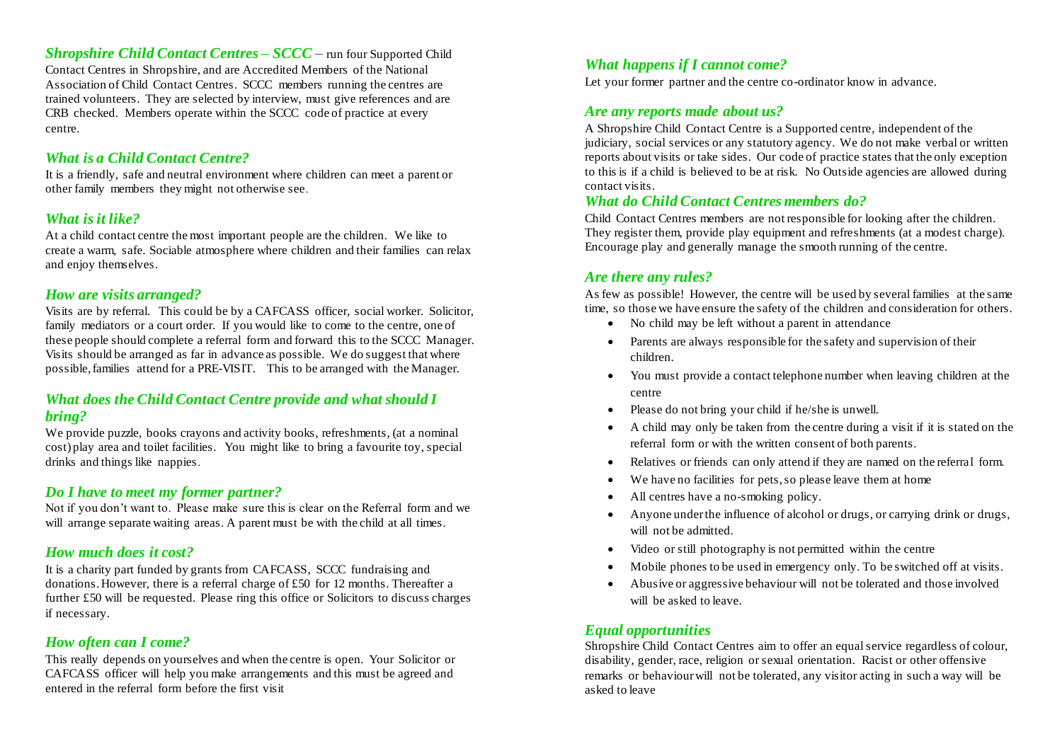***Shropshire Child Contact Centres – SCCC*** – run four Supported Child Contact Centres in Shropshire, and are Accredited Members of the National Association of Child Contact Centres. SCCC members running the centres are trained volunteers. They are selected by interview, must give references and are CRB checked. Members operate within the SCCC code of practice at every centre.

### *What is a Child Contact Centre?*

It is a friendly, safe and neutral environment where children can meet a parent or other family members they might not otherwise see.

### *What is it like?*

At a child contact centre the most important people are the children. We like to create a warm, safe. Sociable atmosphere where children and their families can relax and enjoy themselves.

### *How are visits arranged?*

Visits are by referral. This could be by a CAFCASS officer, social worker. Solicitor, family mediators or a court order. If you would like to come to the centre, one of these people should complete a referral form and forward this to the SCCC Manager. Visits should be arranged as far in advance as possible. We do suggest that where possible, families attend for a PRE-VISIT. This to be arranged with the Manager.

### *What does the Child Contact Centre provide and what should I bring?*

We provide puzzle, books crayons and activity books, refreshments, (at a nominal cost) play area and toilet facilities. You might like to bring a favourite toy, special drinks and things like nappies.

### *Do I have to meet my former partner?*

Not if you don't want to. Please make sure this is clear on the Referral form and we will arrange separate waiting areas. A parent must be with the child at all times.

### *How much does it cost?*

It is a charity part funded by grants from CAFCASS, SCCC fundraising and donations. However, there is a referral charge of £50 for 12 months. Thereafter a further £50 will be requested. Please ring this office or Solicitors to discuss charges if necessary.

### *How often can I come?*

This really depends on yourselves and when the centre is open. Your Solicitor or CAFCASS officer will help you make arrangements and this must be agreed and entered in the referral form before the first visit

### *What happens if I cannot come?*

Let your former partner and the centre co-ordinator know in advance.

### *Are any reports made about us?*

A Shropshire Child Contact Centre is a Supported centre, independent of the judiciary, social services or any statutory agency. We do not make verbal or written reports about visits or take sides. Our code of practice states that the only exception to this is if a child is believed to be at risk. No Outside agencies are allowed during contact visits.

### *What do Child Contact Centres members do?*

Child Contact Centres members are not responsible for looking after the children. They register them, provide play equipment and refreshments (at a modest charge). Encourage play and generally manage the smooth running of the centre.

### *Are there any rules?*

As few as possible! However, the centre will be used by several families at the same time, so those we have ensure the safety of the children and consideration for others.

- No child may be left without a parent in attendance
- Parents are always responsible for the safety and supervision of their children.
- You must provide a contact telephone number when leaving children at the centre
- Please do not bring your child if he/she is unwell.
- A child may only be taken from the centre during a visit if it is stated on the referral form or with the written consent of both parents.
- Relatives or friends can only attend if they are named on the referral form.
- We have no facilities for pets, so please leave them at home
- All centres have a no-smoking policy.
- Anyone under the influence of alcohol or drugs, or carrying drink or drugs, will not be admitted.
- Video or still photography is not permitted within the centre
- Mobile phones to be used in emergency only. To be switched off at visits.
- Abusive or aggressive behaviour will not be tolerated and those involved will be asked to leave.

### *Equal opportunities*

Shropshire Child Contact Centres aim to offer an equal service regardless of colour, disability, gender, race, religion or sexual orientation. Racist or other offensive remarks or behaviour will not be tolerated, any visitor acting in such a way will be asked to leave